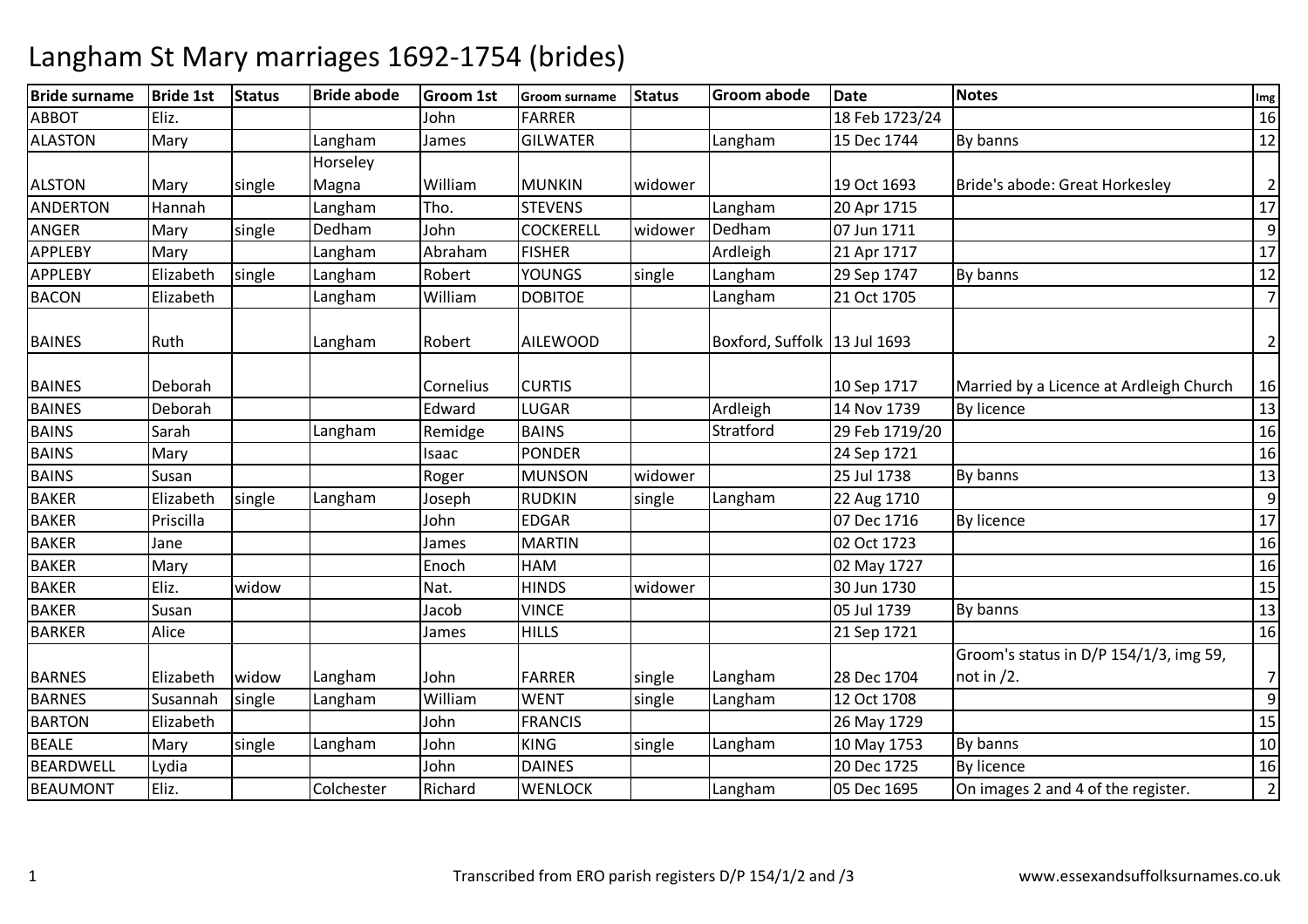# Langham St Mary marriages 1692-1754 (brides)

| Bride surname | Bride 1st | Status | Bride abode | Groom 1st | Groom surname | Status | Groom abode | Date | Notes | Img |
|---|---|---|---|---|---|---|---|---|---|---|
| ABBOT | Eliz. | | | John | FARRER | | | 18 Feb 1723/24 | | 16 |
| ALASTON | Mary | | Langham | James | GILWATER | | Langham | 15 Dec 1744 | By banns | 12 |
| ALSTON | Mary | single | Horseley Magna | William | MUNKIN | widower | | 19 Oct 1693 | Bride's abode: Great Horkesley | 2 |
| ANDERTON | Hannah | | Langham | Tho. | STEVENS | | Langham | 20 Apr 1715 | | 17 |
| ANGER | Mary | single | Dedham | John | COCKERELL | widower | Dedham | 07 Jun 1711 | | 9 |
| APPLEBY | Mary | | Langham | Abraham | FISHER | | Ardleigh | 21 Apr 1717 | | 17 |
| APPLEBY | Elizabeth | single | Langham | Robert | YOUNGS | single | Langham | 29 Sep 1747 | By banns | 12 |
| BACON | Elizabeth | | Langham | William | DOBITOE | | Langham | 21 Oct 1705 | | 7 |
| BAINES | Ruth | | Langham | Robert | AILEWOOD | | Boxford, Suffolk | 13 Jul 1693 | | 2 |
| BAINES | Deborah | | | Cornelius | CURTIS | | | 10 Sep 1717 | Married by a Licence at Ardleigh Church | 16 |
| BAINES | Deborah | | | Edward | LUGAR | | Ardleigh | 14 Nov 1739 | By licence | 13 |
| BAINS | Sarah | | Langham | Remidge | BAINS | | Stratford | 29 Feb 1719/20 | | 16 |
| BAINS | Mary | | | Isaac | PONDER | | | 24 Sep 1721 | | 16 |
| BAINS | Susan | | | Roger | MUNSON | widower | | 25 Jul 1738 | By banns | 13 |
| BAKER | Elizabeth | single | Langham | Joseph | RUDKIN | single | Langham | 22 Aug 1710 | | 9 |
| BAKER | Priscilla | | | John | EDGAR | | | 07 Dec 1716 | By licence | 17 |
| BAKER | Jane | | | James | MARTIN | | | 02 Oct 1723 | | 16 |
| BAKER | Mary | | | Enoch | HAM | | | 02 May 1727 | | 16 |
| BAKER | Eliz. | widow | | Nat. | HINDS | widower | | 30 Jun 1730 | | 15 |
| BAKER | Susan | | | Jacob | VINCE | | | 05 Jul 1739 | By banns | 13 |
| BARKER | Alice | | | James | HILLS | | | 21 Sep 1721 | | 16 |
| BARNES | Elizabeth | widow | Langham | John | FARRER | single | Langham | 28 Dec 1704 | Groom's status in D/P 154/1/3, img 59, not in /2. | 7 |
| BARNES | Susannah | single | Langham | William | WENT | single | Langham | 12 Oct 1708 | | 9 |
| BARTON | Elizabeth | | | John | FRANCIS | | | 26 May 1729 | | 15 |
| BEALE | Mary | single | Langham | John | KING | single | Langham | 10 May 1753 | By banns | 10 |
| BEARDWELL | Lydia | | | John | DAINES | | | 20 Dec 1725 | By licence | 16 |
| BEAUMONT | Eliz. | | Colchester | Richard | WENLOCK | | Langham | 05 Dec 1695 | On images 2 and 4 of the register. | 2 |

Transcribed from ERO parish registers D/P 154/1/2 and /3

www.essexandsuffolksurnames.co.uk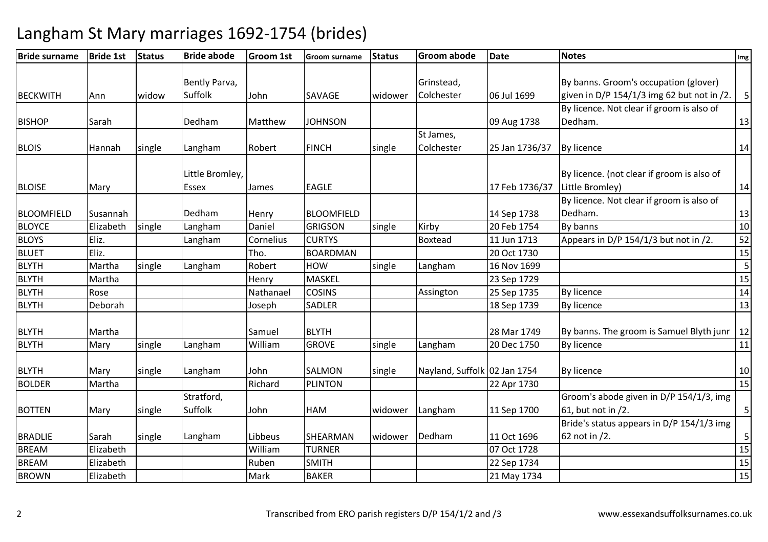# Langham St Mary marriages 1692-1754 (brides)

| Bride surname | Bride 1st | Status | Bride abode | Groom 1st | Groom surname | Status | Groom abode | Date | Notes | Img |
|---|---|---|---|---|---|---|---|---|---|---|
| BECKWITH | Ann | widow | Bently Parva, Suffolk | John | SAVAGE | widower | Grinstead, Colchester | 06 Jul 1699 | By banns. Groom's occupation (glover) given in D/P 154/1/3 img 62 but not in /2. | 5 |
| BISHOP | Sarah | | Dedham | Matthew | JOHNSON | | | 09 Aug 1738 | By licence. Not clear if groom is also of Dedham. | 13 |
| BLOIS | Hannah | single | Langham | Robert | FINCH | single | St James, Colchester | 25 Jan 1736/37 | By licence | 14 |
| BLOISE | Mary | | Little Bromley, Essex | James | EAGLE | | | 17 Feb 1736/37 | By licence. (not clear if groom is also of Little Bromley) | 14 |
| BLOOMFIELD | Susannah | | Dedham | Henry | BLOOMFIELD | | | 14 Sep 1738 | By licence. Not clear if groom is also of Dedham. | 13 |
| BLOYCE | Elizabeth | single | Langham | Daniel | GRIGSON | single | Kirby | 20 Feb 1754 | By banns | 10 |
| BLOYS | Eliz. | | Langham | Cornelius | CURTYS | | Boxtead | 11 Jun 1713 | Appears in D/P 154/1/3 but not in /2. | 52 |
| BLUET | Eliz. | | | Tho. | BOARDMAN | | | 20 Oct 1730 | | 15 |
| BLYTH | Martha | single | Langham | Robert | HOW | single | Langham | 16 Nov 1699 | | 5 |
| BLYTH | Martha | | | Henry | MASKEL | | | 23 Sep 1729 | | 15 |
| BLYTH | Rose | | | Nathanael | COSINS | | Assington | 25 Sep 1735 | By licence | 14 |
| BLYTH | Deborah | | | Joseph | SADLER | | | 18 Sep 1739 | By licence | 13 |
| BLYTH | Martha | | | Samuel | BLYTH | | | 28 Mar 1749 | By banns. The groom is Samuel Blyth junr | 12 |
| BLYTH | Mary | single | Langham | William | GROVE | single | Langham | 20 Dec 1750 | By licence | 11 |
| BLYTH | Mary | single | Langham | John | SALMON | single | Nayland, Suffolk | 02 Jan 1754 | By licence | 10 |
| BOLDER | Martha | | | Richard | PLINTON | | | 22 Apr 1730 | | 15 |
| BOTTEN | Mary | single | Stratford, Suffolk | John | HAM | widower | Langham | 11 Sep 1700 | Groom's abode given in D/P 154/1/3, img 61, but not in /2. | 5 |
| BRADLIE | Sarah | single | Langham | Libbeus | SHEARMAN | widower | Dedham | 11 Oct 1696 | Bride's status appears in D/P 154/1/3 img 62 not in /2. | 5 |
| BREAM | Elizabeth | | | William | TURNER | | | 07 Oct 1728 | | 15 |
| BREAM | Elizabeth | | | Ruben | SMITH | | | 22 Sep 1734 | | 15 |
| BROWN | Elizabeth | | | Mark | BAKER | | | 21 May 1734 | | 15 |

Transcribed from ERO parish registers D/P 154/1/2 and /3

www.essexandsuffolksurnames.co.uk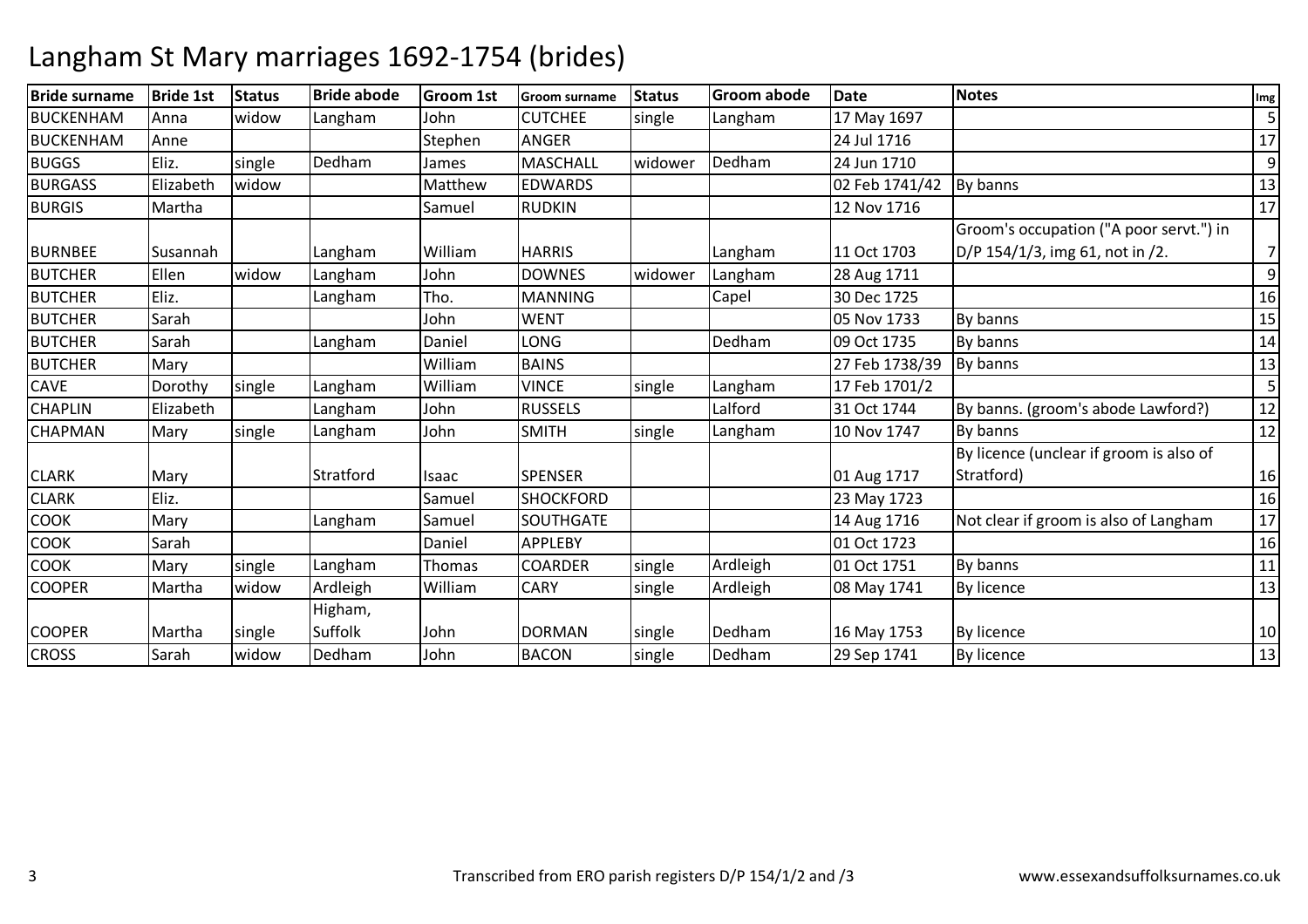# Langham St Mary marriages 1692-1754 (brides)

| Bride surname | Bride 1st | Status | Bride abode | Groom 1st | Groom surname | Status | Groom abode | Date | Notes | Img |
|---|---|---|---|---|---|---|---|---|---|---|
| BUCKENHAM | Anna | widow | Langham | John | CUTCHEE | single | Langham | 17 May 1697 | | 5 |
| BUCKENHAM | Anne | | | Stephen | ANGER | | | 24 Jul 1716 | | 17 |
| BUGGS | Eliz. | single | Dedham | James | MASCHALL | widower | Dedham | 24 Jun 1710 | | 9 |
| BURGASS | Elizabeth | widow | | Matthew | EDWARDS | | | 02 Feb 1741/42 | By banns | 13 |
| BURGIS | Martha | | | Samuel | RUDKIN | | | 12 Nov 1716 | | 17 |
| BURNBEE | Susannah | | Langham | William | HARRIS | | Langham | 11 Oct 1703 | Groom's occupation ("A poor servt.") in D/P 154/1/3, img 61, not in /2. | 7 |
| BUTCHER | Ellen | widow | Langham | John | DOWNES | widower | Langham | 28 Aug 1711 | | 9 |
| BUTCHER | Eliz. | | Langham | Tho. | MANNING | | Capel | 30 Dec 1725 | | 16 |
| BUTCHER | Sarah | | | John | WENT | | | 05 Nov 1733 | By banns | 15 |
| BUTCHER | Sarah | | Langham | Daniel | LONG | | Dedham | 09 Oct 1735 | By banns | 14 |
| BUTCHER | Mary | | | William | BAINS | | | 27 Feb 1738/39 | By banns | 13 |
| CAVE | Dorothy | single | Langham | William | VINCE | single | Langham | 17 Feb 1701/2 | | 5 |
| CHAPLIN | Elizabeth | | Langham | John | RUSSELS | | Lalford | 31 Oct 1744 | By banns. (groom's abode Lawford?) | 12 |
| CHAPMAN | Mary | single | Langham | John | SMITH | single | Langham | 10 Nov 1747 | By banns | 12 |
| CLARK | Mary | | Stratford | Isaac | SPENSER | | | 01 Aug 1717 | By licence (unclear if groom is also of Stratford) | 16 |
| CLARK | Eliz. | | | Samuel | SHOCKFORD | | | 23 May 1723 | | 16 |
| COOK | Mary | | Langham | Samuel | SOUTHGATE | | | 14 Aug 1716 | Not clear if groom is also of Langham | 17 |
| COOK | Sarah | | | Daniel | APPLEBY | | | 01 Oct 1723 | | 16 |
| COOK | Mary | single | Langham | Thomas | COARDER | single | Ardleigh | 01 Oct 1751 | By banns | 11 |
| COOPER | Martha | widow | Ardleigh | William | CARY | single | Ardleigh | 08 May 1741 | By licence | 13 |
| COOPER | Martha | single | Higham, Suffolk | John | DORMAN | single | Dedham | 16 May 1753 | By licence | 10 |
| CROSS | Sarah | widow | Dedham | John | BACON | single | Dedham | 29 Sep 1741 | By licence | 13 |

Transcribed from ERO parish registers D/P 154/1/2 and /3

www.essexandsuffolksurnames.co.uk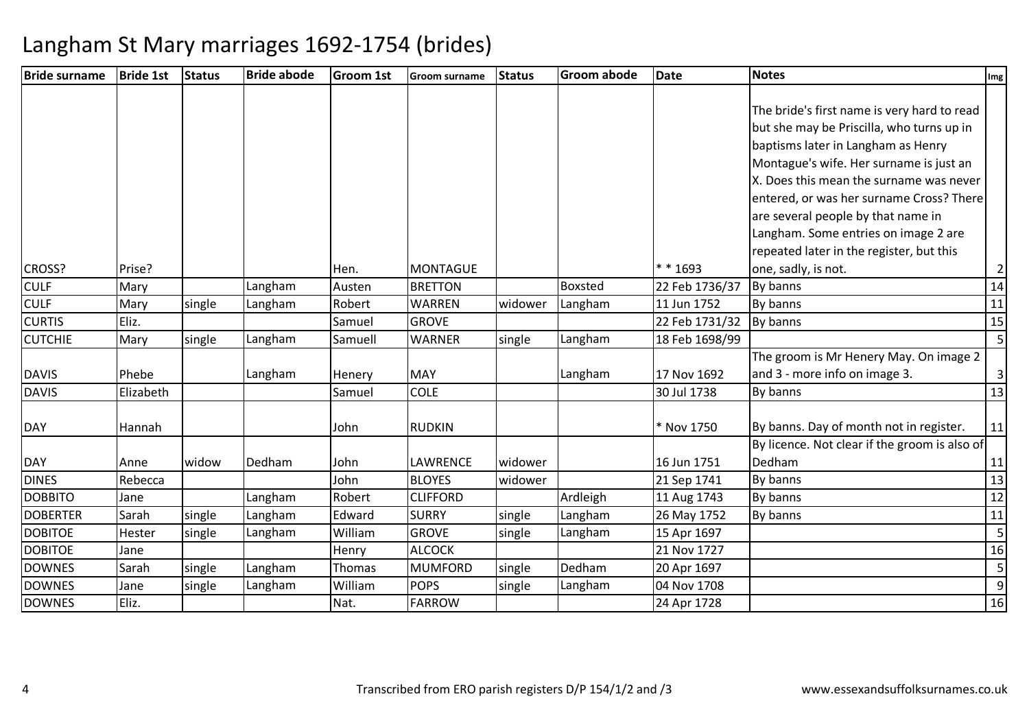# Langham St Mary marriages 1692-1754 (brides)

| Bride surname | Bride 1st | Status | Bride abode | Groom 1st | Groom surname | Status | Groom abode | Date | Notes | Img |
|---|---|---|---|---|---|---|---|---|---|---|
| CROSS? | Prise? | | | Hen. | MONTAGUE | | | * * 1693 | The bride's first name is very hard to read but she may be Priscilla, who turns up in baptisms later in Langham as Henry Montague's wife. Her surname is just an X. Does this mean the surname was never entered, or was her surname Cross? There are several people by that name in Langham. Some entries on image 2 are repeated later in the register, but this one, sadly, is not. | 2 |
| CULF | Mary | | Langham | Austen | BRETTON | | Boxsted | 22 Feb 1736/37 | By banns | 14 |
| CULF | Mary | single | Langham | Robert | WARREN | widower | Langham | 11 Jun 1752 | By banns | 11 |
| CURTIS | Eliz. | | | Samuel | GROVE | | | 22 Feb 1731/32 | By banns | 15 |
| CUTCHIE | Mary | single | Langham | Samuell | WARNER | single | Langham | 18 Feb 1698/99 | | 5 |
| DAVIS | Phebe | | Langham | Henery | MAY | | Langham | 17 Nov 1692 | The groom is Mr Henery May. On image 2 and 3 - more info on image 3. | 3 |
| DAVIS | Elizabeth | | | Samuel | COLE | | | 30 Jul 1738 | By banns | 13 |
| DAY | Hannah | | | John | RUDKIN | | | * Nov 1750 | By banns. Day of month not in register. | 11 |
| DAY | Anne | widow | Dedham | John | LAWRENCE | widower | | 16 Jun 1751 | By licence. Not clear if the groom is also of Dedham | 11 |
| DINES | Rebecca | | | John | BLOYES | widower | | 21 Sep 1741 | By banns | 13 |
| DOBBITO | Jane | | Langham | Robert | CLIFFORD | | Ardleigh | 11 Aug 1743 | By banns | 12 |
| DOBERTER | Sarah | single | Langham | Edward | SURRY | single | Langham | 26 May 1752 | By banns | 11 |
| DOBITOE | Hester | single | Langham | William | GROVE | single | Langham | 15 Apr 1697 | | 5 |
| DOBITOE | Jane | | | Henry | ALCOCK | | | 21 Nov 1727 | | 16 |
| DOWNES | Sarah | single | Langham | Thomas | MUMFORD | single | Dedham | 20 Apr 1697 | | 5 |
| DOWNES | Jane | single | Langham | William | POPS | single | Langham | 04 Nov 1708 | | 9 |
| DOWNES | Eliz. | | | Nat. | FARROW | | | 24 Apr 1728 | | 16 |

Transcribed from ERO parish registers D/P 154/1/2 and /3

www.essexandsuffolksurnames.co.uk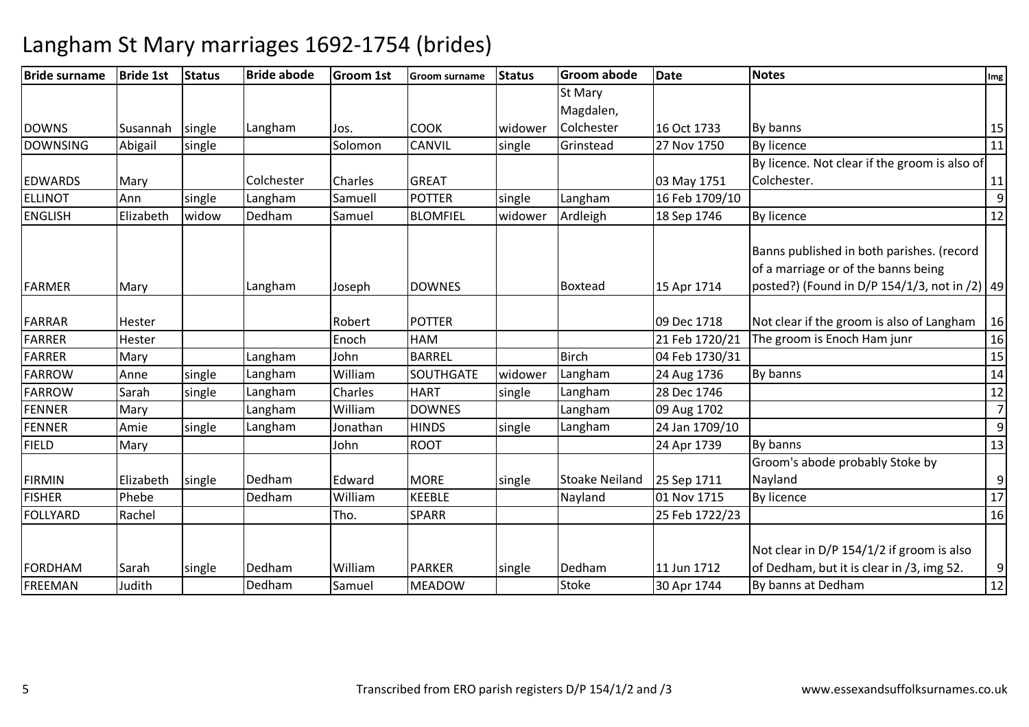# Langham St Mary marriages 1692-1754 (brides)

| Bride surname | Bride 1st | Status | Bride abode | Groom 1st | Groom surname | Status | Groom abode | Date | Notes | Img |
|---|---|---|---|---|---|---|---|---|---|---|
| DOWNS | Susannah | single | Langham | Jos. | COOK | widower | St Mary Magdalen, Colchester | 16 Oct 1733 | By banns | 15 |
| DOWNSING | Abigail | single | | Solomon | CANVIL | single | Grinstead | 27 Nov 1750 | By licence | 11 |
| EDWARDS | Mary | | Colchester | Charles | GREAT | | | 03 May 1751 | By licence. Not clear if the groom is also of Colchester. | 11 |
| ELLINOT | Ann | single | Langham | Samuell | POTTER | single | Langham | 16 Feb 1709/10 | | 9 |
| ENGLISH | Elizabeth | widow | Dedham | Samuel | BLOMFIEL | widower | Ardleigh | 18 Sep 1746 | By licence | 12 |
| FARMER | Mary | | Langham | Joseph | DOWNES | | Boxtead | 15 Apr 1714 | Banns published in both parishes. (record of a marriage or of the banns being posted?) (Found in D/P 154/1/3, not in /2) | 49 |
| FARRAR | Hester | | | Robert | POTTER | | | 09 Dec 1718 | Not clear if the groom is also of Langham | 16 |
| FARRER | Hester | | | Enoch | HAM | | | 21 Feb 1720/21 | The groom is Enoch Ham junr | 16 |
| FARRER | Mary | | Langham | John | BARREL | | Birch | 04 Feb 1730/31 | | 15 |
| FARROW | Anne | single | Langham | William | SOUTHGATE | widower | Langham | 24 Aug 1736 | By banns | 14 |
| FARROW | Sarah | single | Langham | Charles | HART | single | Langham | 28 Dec 1746 | | 12 |
| FENNER | Mary | | Langham | William | DOWNES | | Langham | 09 Aug 1702 | | 7 |
| FENNER | Amie | single | Langham | Jonathan | HINDS | single | Langham | 24 Jan 1709/10 | | 9 |
| FIELD | Mary | | | John | ROOT | | | 24 Apr 1739 | By banns | 13 |
| FIRMIN | Elizabeth | single | Dedham | Edward | MORE | single | Stoake Neiland | 25 Sep 1711 | Groom's abode probably Stoke by Nayland | 9 |
| FISHER | Phebe | | Dedham | William | KEEBLE | | Nayland | 01 Nov 1715 | By licence | 17 |
| FOLLYARD | Rachel | | | Tho. | SPARR | | | 25 Feb 1722/23 | | 16 |
| FORDHAM | Sarah | single | Dedham | William | PARKER | single | Dedham | 11 Jun 1712 | Not clear in D/P 154/1/2 if groom is also of Dedham, but it is clear in /3, img 52. | 9 |
| FREEMAN | Judith | | Dedham | Samuel | MEADOW | | Stoke | 30 Apr 1744 | By banns at Dedham | 12 |

Transcribed from ERO parish registers D/P 154/1/2 and /3

www.essexandsuffolksurnames.co.uk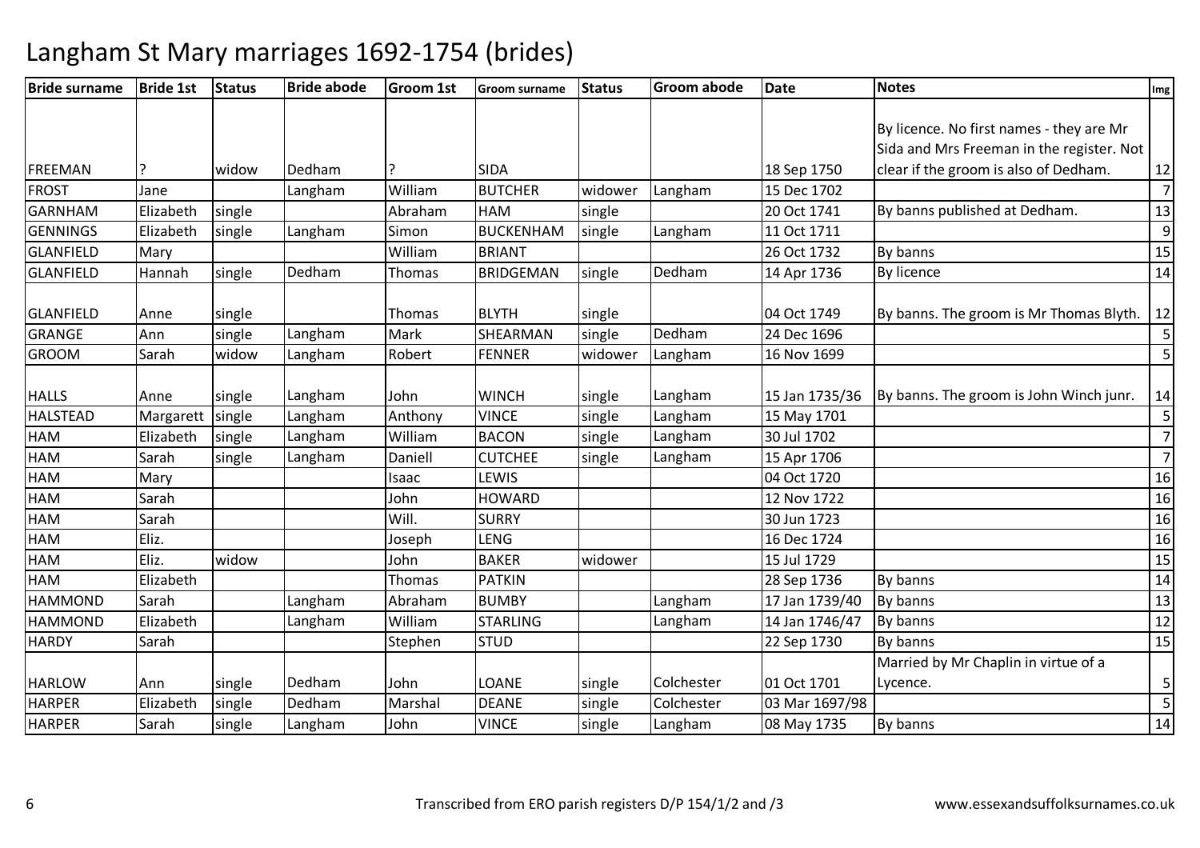# Langham St Mary marriages 1692-1754 (brides)

| Bride surname | Bride 1st | Status | Bride abode | Groom 1st | Groom surname | Status | Groom abode | Date | Notes | Img |
|---|---|---|---|---|---|---|---|---|---|---|
| FREEMAN | ? | widow | Dedham | ? | SIDA | | | 18 Sep 1750 | By licence. No first names - they are Mr Sida and Mrs Freeman in the register. Not clear if the groom is also of Dedham. | 12 |
| FROST | Jane | | Langham | William | BUTCHER | widower | Langham | 15 Dec 1702 | | 7 |
| GARNHAM | Elizabeth | single | | Abraham | HAM | single | | 20 Oct 1741 | By banns published at Dedham. | 13 |
| GENNINGS | Elizabeth | single | Langham | Simon | BUCKENHAM | single | Langham | 11 Oct 1711 | | 9 |
| GLANFIELD | Mary | | | William | BRIANT | | | 26 Oct 1732 | By banns | 15 |
| GLANFIELD | Hannah | single | Dedham | Thomas | BRIDGEMAN | single | Dedham | 14 Apr 1736 | By licence | 14 |
| GLANFIELD | Anne | single | | Thomas | BLYTH | single | | 04 Oct 1749 | By banns. The groom is Mr Thomas Blyth. | 12 |
| GRANGE | Ann | single | Langham | Mark | SHEARMAN | single | Dedham | 24 Dec 1696 | | 5 |
| GROOM | Sarah | widow | Langham | Robert | FENNER | widower | Langham | 16 Nov 1699 | | 5 |
| HALLS | Anne | single | Langham | John | WINCH | single | Langham | 15 Jan 1735/36 | By banns. The groom is John Winch junr. | 14 |
| HALSTEAD | Margarett | single | Langham | Anthony | VINCE | single | Langham | 15 May 1701 | | 5 |
| HAM | Elizabeth | single | Langham | William | BACON | single | Langham | 30 Jul 1702 | | 7 |
| HAM | Sarah | single | Langham | Daniell | CUTCHEE | single | Langham | 15 Apr 1706 | | 7 |
| HAM | Mary | | | Isaac | LEWIS | | | 04 Oct 1720 | | 16 |
| HAM | Sarah | | | John | HOWARD | | | 12 Nov 1722 | | 16 |
| HAM | Sarah | | | Will. | SURRY | | | 30 Jun 1723 | | 16 |
| HAM | Eliz. | | | Joseph | LENG | | | 16 Dec 1724 | | 16 |
| HAM | Eliz. | widow | | John | BAKER | widower | | 15 Jul 1729 | | 15 |
| HAM | Elizabeth | | | Thomas | PATKIN | | | 28 Sep 1736 | By banns | 14 |
| HAMMOND | Sarah | | Langham | Abraham | BUMBY | | Langham | 17 Jan 1739/40 | By banns | 13 |
| HAMMOND | Elizabeth | | Langham | William | STARLING | | Langham | 14 Jan 1746/47 | By banns | 12 |
| HARDY | Sarah | | | Stephen | STUD | | | 22 Sep 1730 | By banns | 15 |
| HARLOW | Ann | single | Dedham | John | LOANE | single | Colchester | 01 Oct 1701 | Married by Mr Chaplin in virtue of a Lycence. | 5 |
| HARPER | Elizabeth | single | Dedham | Marshal | DEANE | single | Colchester | 03 Mar 1697/98 | | 5 |
| HARPER | Sarah | single | Langham | John | VINCE | single | Langham | 08 May 1735 | By banns | 14 |

Transcribed from ERO parish registers D/P 154/1/2 and /3 www.essexandsuffolksurnames.co.uk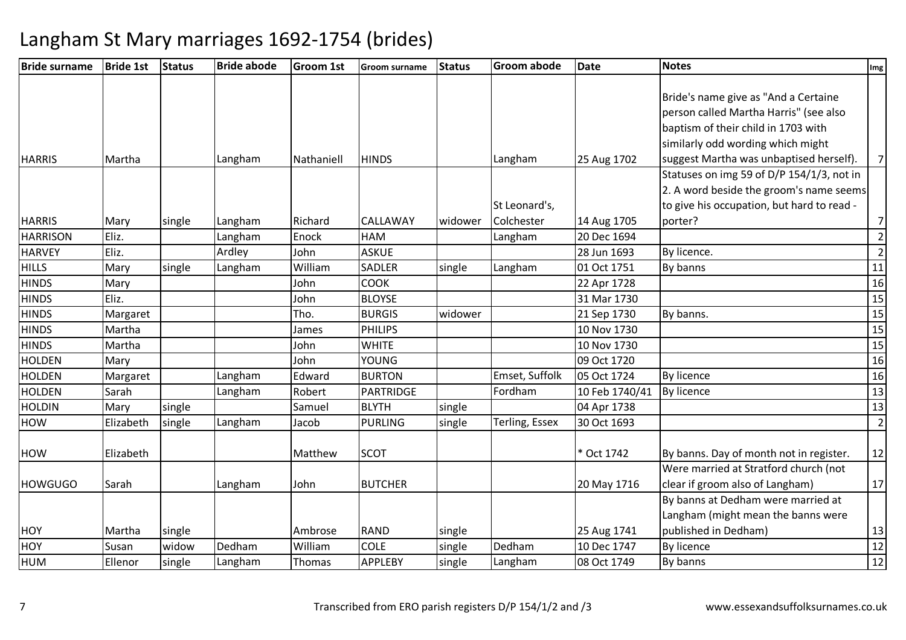# Langham St Mary marriages 1692-1754 (brides)

| Bride surname | Bride 1st | Status | Bride abode | Groom 1st | Groom surname | Status | Groom abode | Date | Notes | Img |
|---|---|---|---|---|---|---|---|---|---|---|
| HARRIS | Martha | | Langham | Nathaniell | HINDS | | Langham | 25 Aug 1702 | Bride's name give as "And a Certaine person called Martha Harris" (see also baptism of their child in 1703 with similarly odd wording which might suggest Martha was unbaptised herself). | 7 |
| HARRIS | Mary | single | Langham | Richard | CALLAWAY | widower | St Leonard's, Colchester | 14 Aug 1705 | Statuses on img 59 of D/P 154/1/3, not in 2. A word beside the groom's name seems to give his occupation, but hard to read - porter? | 7 |
| HARRISON | Eliz. | | Langham | Enock | HAM | | Langham | 20 Dec 1694 | | 2 |
| HARVEY | Eliz. | | Ardley | John | ASKUE | | | 28 Jun 1693 | By licence. | 2 |
| HILLS | Mary | single | Langham | William | SADLER | single | Langham | 01 Oct 1751 | By banns | 11 |
| HINDS | Mary | | | John | COOK | | | 22 Apr 1728 | | 16 |
| HINDS | Eliz. | | | John | BLOYSE | | | 31 Mar 1730 | | 15 |
| HINDS | Margaret | | | Tho. | BURGIS | widower | | 21 Sep 1730 | By banns. | 15 |
| HINDS | Martha | | | James | PHILIPS | | | 10 Nov 1730 | | 15 |
| HINDS | Martha | | | John | WHITE | | | 10 Nov 1730 | | 15 |
| HOLDEN | Mary | | | John | YOUNG | | | 09 Oct 1720 | | 16 |
| HOLDEN | Margaret | | Langham | Edward | BURTON | | Emset, Suffolk | 05 Oct 1724 | By licence | 16 |
| HOLDEN | Sarah | | Langham | Robert | PARTRIDGE | | Fordham | 10 Feb 1740/41 | By licence | 13 |
| HOLDIN | Mary | single | | Samuel | BLYTH | single | | 04 Apr 1738 | | 13 |
| HOW | Elizabeth | single | Langham | Jacob | PURLING | single | Terling, Essex | 30 Oct 1693 | | 2 |
| HOW | Elizabeth | | | Matthew | SCOT | | | * Oct 1742 | By banns. Day of month not in register. | 12 |
| HOWGUGO | Sarah | | Langham | John | BUTCHER | | | 20 May 1716 | Were married at Stratford church (not clear if groom also of Langham) | 17 |
| HOY | Martha | single | | Ambrose | RAND | single | | 25 Aug 1741 | By banns at Dedham were married at Langham (might mean the banns were published in Dedham) | 13 |
| HOY | Susan | widow | Dedham | William | COLE | single | Dedham | 10 Dec 1747 | By licence | 12 |
| HUM | Ellenor | single | Langham | Thomas | APPLEBY | single | Langham | 08 Oct 1749 | By banns | 12 |

Transcribed from ERO parish registers D/P 154/1/2 and /3 www.essexandsuffolksurnames.co.uk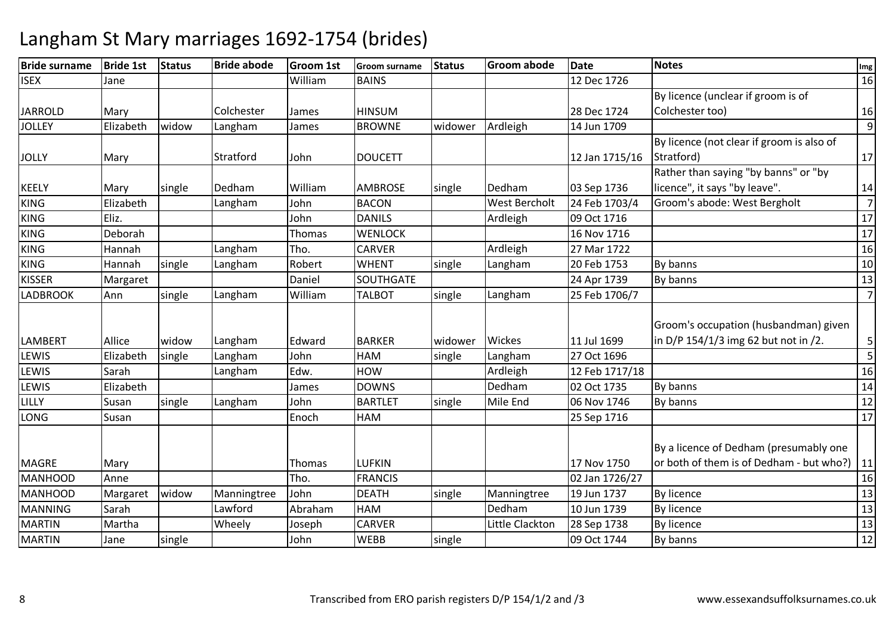# Langham St Mary marriages 1692-1754 (brides)

| Bride surname | Bride 1st | Status | Bride abode | Groom 1st | Groom surname | Status | Groom abode | Date | Notes | Img |
|---|---|---|---|---|---|---|---|---|---|---|
| ISEX | Jane | | | William | BAINS | | | 12 Dec 1726 | | 16 |
| JARROLD | Mary | | Colchester | James | HINSUM | | | 28 Dec 1724 | By licence (unclear if groom is of Colchester too) | 16 |
| JOLLEY | Elizabeth | widow | Langham | James | BROWNE | widower | Ardleigh | 14 Jun 1709 | | 9 |
| JOLLY | Mary | | Stratford | John | DOUCETT | | | 12 Jan 1715/16 | By licence (not clear if groom is also of Stratford) | 17 |
| KEELY | Mary | single | Dedham | William | AMBROSE | single | Dedham | 03 Sep 1736 | Rather than saying "by banns" or "by licence", it says "by leave". | 14 |
| KING | Elizabeth | | Langham | John | BACON | | West Bercholt | 24 Feb 1703/4 | Groom's abode: West Bergholt | 7 |
| KING | Eliz. | | | John | DANILS | | Ardleigh | 09 Oct 1716 | | 17 |
| KING | Deborah | | | Thomas | WENLOCK | | | 16 Nov 1716 | | 17 |
| KING | Hannah | | Langham | Tho. | CARVER | | Ardleigh | 27 Mar 1722 | | 16 |
| KING | Hannah | single | Langham | Robert | WHENT | single | Langham | 20 Feb 1753 | By banns | 10 |
| KISSER | Margaret | | | Daniel | SOUTHGATE | | | 24 Apr 1739 | By banns | 13 |
| LADBROOK | Ann | single | Langham | William | TALBOT | single | Langham | 25 Feb 1706/7 | | 7 |
| LAMBERT | Allice | widow | Langham | Edward | BARKER | widower | Wickes | 11 Jul 1699 | Groom's occupation (husbandman) given in D/P 154/1/3 img 62 but not in /2. | 5 |
| LEWIS | Elizabeth | single | Langham | John | HAM | single | Langham | 27 Oct 1696 | | 5 |
| LEWIS | Sarah | | Langham | Edw. | HOW | | Ardleigh | 12 Feb 1717/18 | | 16 |
| LEWIS | Elizabeth | | | James | DOWNS | | Dedham | 02 Oct 1735 | By banns | 14 |
| LILLY | Susan | single | Langham | John | BARTLET | single | Mile End | 06 Nov 1746 | By banns | 12 |
| LONG | Susan | | | Enoch | HAM | | | 25 Sep 1716 | | 17 |
| MAGRE | Mary | | | Thomas | LUFKIN | | | 17 Nov 1750 | By a licence of Dedham (presumably one or both of them is of Dedham - but who?) | 11 |
| MANHOOD | Anne | | | Tho. | FRANCIS | | | 02 Jan 1726/27 | | 16 |
| MANHOOD | Margaret | widow | Manningtree | John | DEATH | single | Manningtree | 19 Jun 1737 | By licence | 13 |
| MANNING | Sarah | | Lawford | Abraham | HAM | | Dedham | 10 Jun 1739 | By licence | 13 |
| MARTIN | Martha | | Wheely | Joseph | CARVER | | Little Clackton | 28 Sep 1738 | By licence | 13 |
| MARTIN | Jane | single | | John | WEBB | single | | 09 Oct 1744 | By banns | 12 |

Transcribed from ERO parish registers D/P 154/1/2 and /3

www.essexandsuffolksurnames.co.uk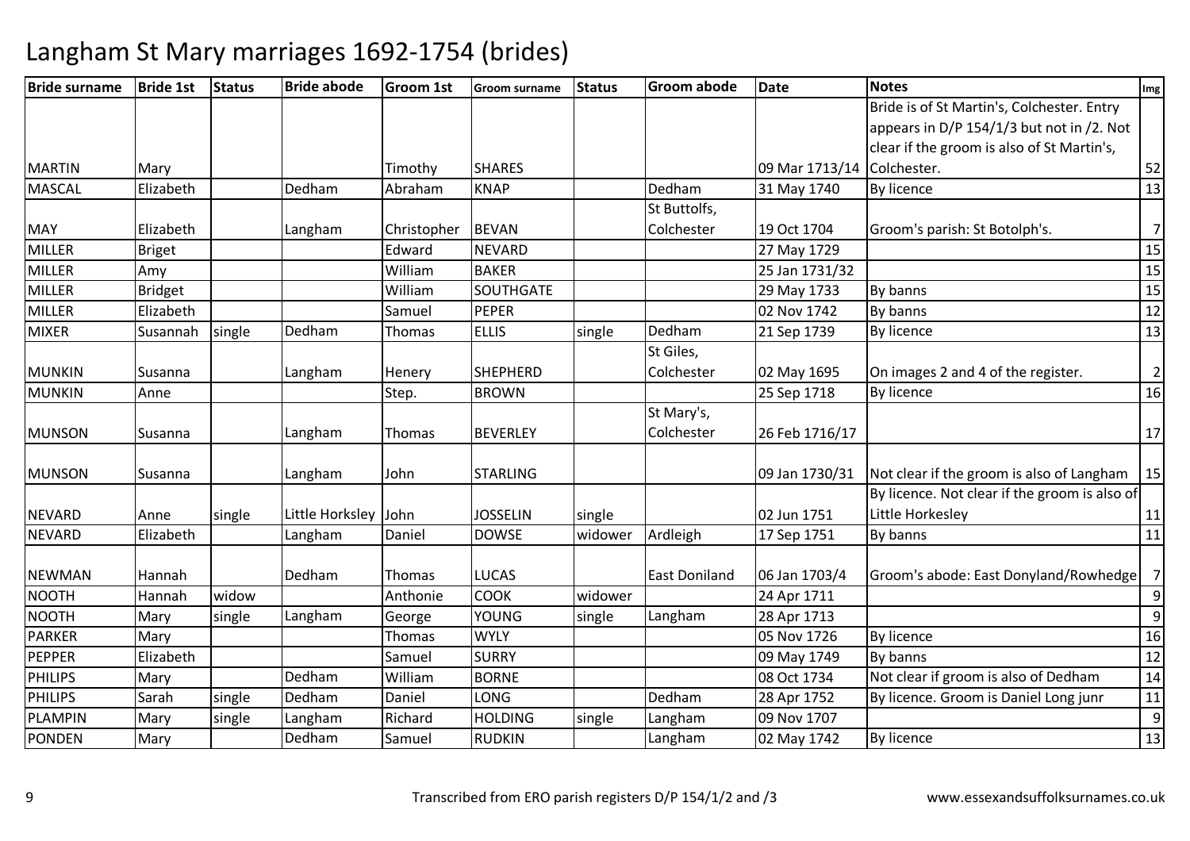# Langham St Mary marriages 1692-1754 (brides)

| Bride surname | Bride 1st | Status | Bride abode | Groom 1st | Groom surname | Status | Groom abode | Date | Notes | Img |
|---|---|---|---|---|---|---|---|---|---|---|
| MARTIN | Mary | | | Timothy | SHARES | | | 09 Mar 1713/14 | Bride is of St Martin's, Colchester. Entry appears in D/P 154/1/3 but not in /2. Not clear if the groom is also of St Martin's, Colchester. | 52 |
| MASCAL | Elizabeth | | Dedham | Abraham | KNAP | | Dedham | 31 May 1740 | By licence | 13 |
| MAY | Elizabeth | | Langham | Christopher | BEVAN | | St Buttolfs, Colchester | 19 Oct 1704 | Groom's parish: St Botolph's. | 7 |
| MILLER | Briget | | | Edward | NEVARD | | | 27 May 1729 | | 15 |
| MILLER | Amy | | | William | BAKER | | | 25 Jan 1731/32 | | 15 |
| MILLER | Bridget | | | William | SOUTHGATE | | | 29 May 1733 | By banns | 15 |
| MILLER | Elizabeth | | | Samuel | PEPER | | | 02 Nov 1742 | By banns | 12 |
| MIXER | Susannah | single | Dedham | Thomas | ELLIS | single | Dedham | 21 Sep 1739 | By licence | 13 |
| MUNKIN | Susanna | | Langham | Henery | SHEPHERD | | St Giles, Colchester | 02 May 1695 | On images 2 and 4 of the register. | 2 |
| MUNKIN | Anne | | | Step. | BROWN | | | 25 Sep 1718 | By licence | 16 |
| MUNSON | Susanna | | Langham | Thomas | BEVERLEY | | St Mary's, Colchester | 26 Feb 1716/17 | | 17 |
| MUNSON | Susanna | | Langham | John | STARLING | | | 09 Jan 1730/31 | Not clear if the groom is also of Langham | 15 |
| NEVARD | Anne | single | Little Horksley | John | JOSSELIN | single | | 02 Jun 1751 | By licence. Not clear if the groom is also of Little Horkesley | 11 |
| NEVARD | Elizabeth | | Langham | Daniel | DOWSE | widower | Ardleigh | 17 Sep 1751 | By banns | 11 |
| NEWMAN | Hannah | | Dedham | Thomas | LUCAS | | East Doniland | 06 Jan 1703/4 | Groom's abode: East Donyland/Rowhedge | 7 |
| NOOTH | Hannah | widow | | Anthonie | COOK | widower | | 24 Apr 1711 | | 9 |
| NOOTH | Mary | single | Langham | George | YOUNG | single | Langham | 28 Apr 1713 | | 9 |
| PARKER | Mary | | | Thomas | WYLY | | | 05 Nov 1726 | By licence | 16 |
| PEPPER | Elizabeth | | | Samuel | SURRY | | | 09 May 1749 | By banns | 12 |
| PHILIPS | Mary | | Dedham | William | BORNE | | | 08 Oct 1734 | Not clear if groom is also of Dedham | 14 |
| PHILIPS | Sarah | single | Dedham | Daniel | LONG | | Dedham | 28 Apr 1752 | By licence. Groom is Daniel Long junr | 11 |
| PLAMPIN | Mary | single | Langham | Richard | HOLDING | single | Langham | 09 Nov 1707 | | 9 |
| PONDEN | Mary | | Dedham | Samuel | RUDKIN | | Langham | 02 May 1742 | By licence | 13 |

Transcribed from ERO parish registers D/P 154/1/2 and /3

www.essexandsuffolksurnames.co.uk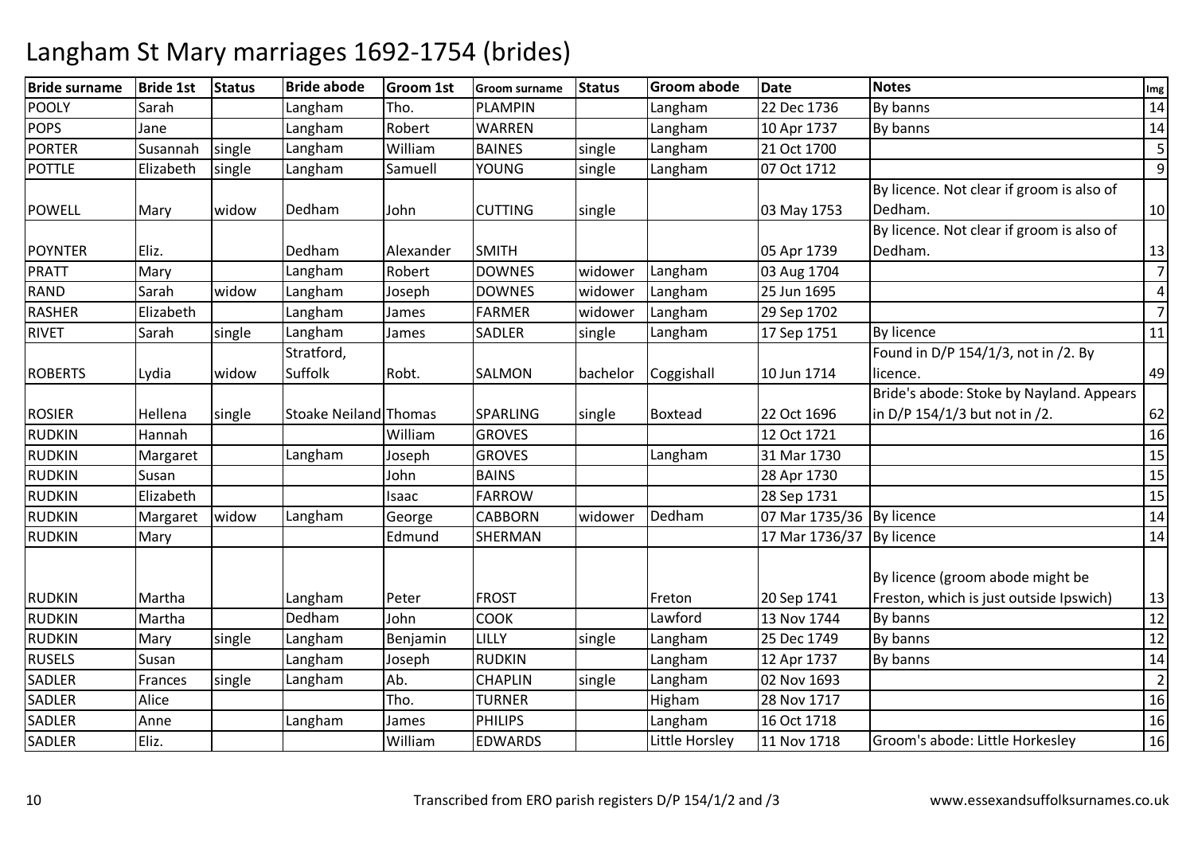# Langham St Mary marriages 1692-1754 (brides)

| Bride surname | Bride 1st | Status | Bride abode | Groom 1st | Groom surname | Status | Groom abode | Date | Notes | Img |
|---|---|---|---|---|---|---|---|---|---|---|
| POOLY | Sarah | | Langham | Tho. | PLAMPIN | | Langham | 22 Dec 1736 | By banns | 14 |
| POPS | Jane | | Langham | Robert | WARREN | | Langham | 10 Apr 1737 | By banns | 14 |
| PORTER | Susannah | single | Langham | William | BAINES | single | Langham | 21 Oct 1700 | | 5 |
| POTTLE | Elizabeth | single | Langham | Samuell | YOUNG | single | Langham | 07 Oct 1712 | | 9 |
| POWELL | Mary | widow | Dedham | John | CUTTING | single | | 03 May 1753 | By licence. Not clear if groom is also of Dedham. | 10 |
| POYNTER | Eliz. | | Dedham | Alexander | SMITH | | | 05 Apr 1739 | By licence. Not clear if groom is also of Dedham. | 13 |
| PRATT | Mary | | Langham | Robert | DOWNES | widower | Langham | 03 Aug 1704 | | 7 |
| RAND | Sarah | widow | Langham | Joseph | DOWNES | widower | Langham | 25 Jun 1695 | | 4 |
| RASHER | Elizabeth | | Langham | James | FARMER | widower | Langham | 29 Sep 1702 | | 7 |
| RIVET | Sarah | single | Langham | James | SADLER | single | Langham | 17 Sep 1751 | By licence | 11 |
| ROBERTS | Lydia | widow | Stratford, Suffolk | Robt. | SALMON | bachelor | Coggishall | 10 Jun 1714 | Found in D/P 154/1/3, not in /2. By licence. | 49 |
| ROSIER | Hellena | single | Stoake Neiland | Thomas | SPARLING | single | Boxtead | 22 Oct 1696 | Bride's abode: Stoke by Nayland. Appears in D/P 154/1/3 but not in /2. | 62 |
| RUDKIN | Hannah | | | William | GROVES | | | 12 Oct 1721 | | 16 |
| RUDKIN | Margaret | | Langham | Joseph | GROVES | | Langham | 31 Mar 1730 | | 15 |
| RUDKIN | Susan | | | John | BAINS | | | 28 Apr 1730 | | 15 |
| RUDKIN | Elizabeth | | | Isaac | FARROW | | | 28 Sep 1731 | | 15 |
| RUDKIN | Margaret | widow | Langham | George | CABBORN | widower | Dedham | 07 Mar 1735/36 | By licence | 14 |
| RUDKIN | Mary | | | Edmund | SHERMAN | | | 17 Mar 1736/37 | By licence | 14 |
| RUDKIN | Martha | | Langham | Peter | FROST | | Freton | 20 Sep 1741 | By licence (groom abode might be Freston, which is just outside Ipswich) | 13 |
| RUDKIN | Martha | | Dedham | John | COOK | | Lawford | 13 Nov 1744 | By banns | 12 |
| RUDKIN | Mary | single | Langham | Benjamin | LILLY | single | Langham | 25 Dec 1749 | By banns | 12 |
| RUSELS | Susan | | Langham | Joseph | RUDKIN | | Langham | 12 Apr 1737 | By banns | 14 |
| SADLER | Frances | single | Langham | Ab. | CHAPLIN | single | Langham | 02 Nov 1693 | | 2 |
| SADLER | Alice | | | Tho. | TURNER | | Higham | 28 Nov 1717 | | 16 |
| SADLER | Anne | | Langham | James | PHILIPS | | Langham | 16 Oct 1718 | | 16 |
| SADLER | Eliz. | | | William | EDWARDS | | Little Horsley | 11 Nov 1718 | Groom's abode: Little Horkesley | 16 |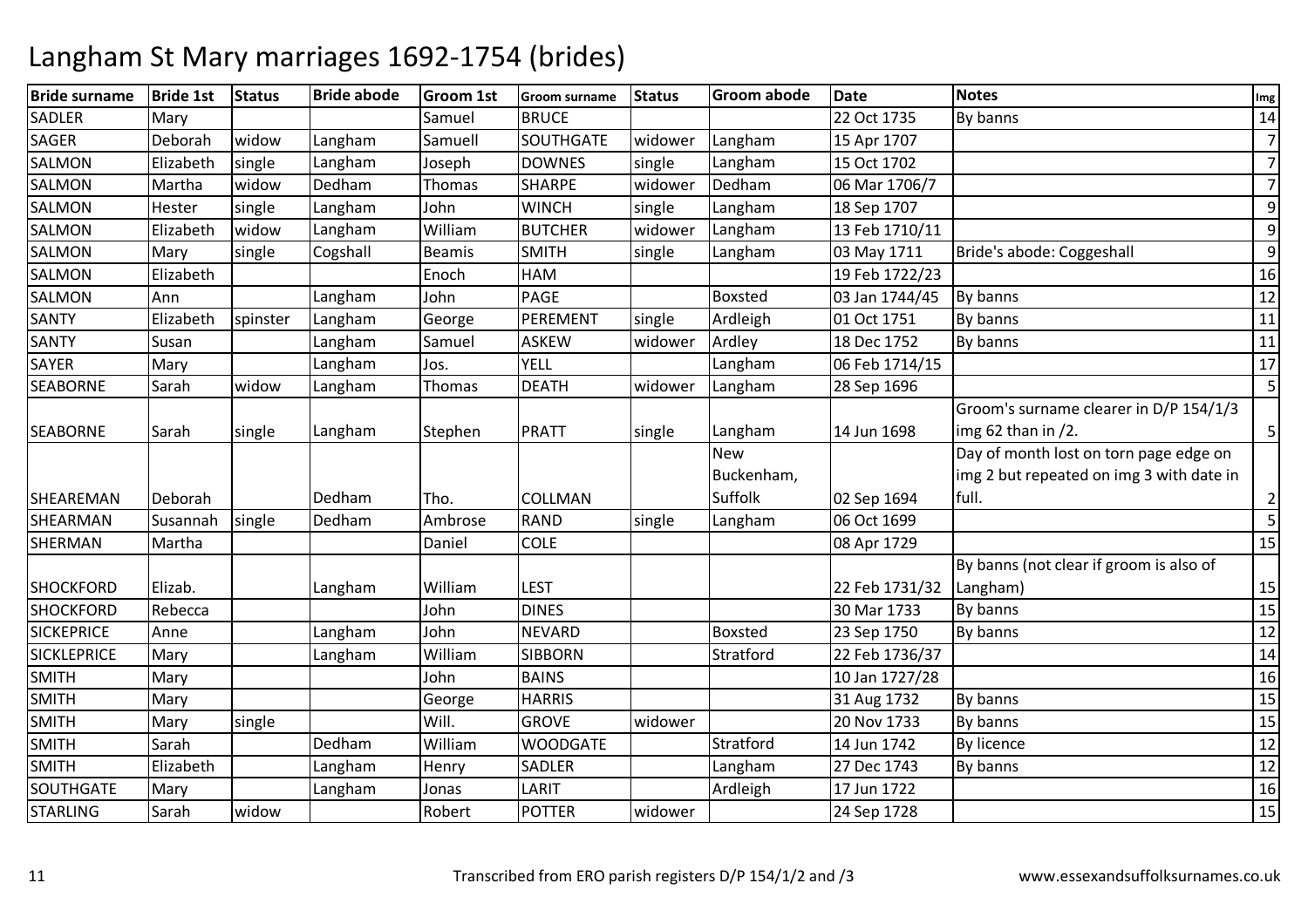# Langham St Mary marriages 1692-1754 (brides)

| Bride surname | Bride 1st | Status | Bride abode | Groom 1st | Groom surname | Status | Groom abode | Date | Notes | Img |
|---|---|---|---|---|---|---|---|---|---|---|
| SADLER | Mary | | | Samuel | BRUCE | | | 22 Oct 1735 | By banns | 14 |
| SAGER | Deborah | widow | Langham | Samuell | SOUTHGATE | widower | Langham | 15 Apr 1707 | | 7 |
| SALMON | Elizabeth | single | Langham | Joseph | DOWNES | single | Langham | 15 Oct 1702 | | 7 |
| SALMON | Martha | widow | Dedham | Thomas | SHARPE | widower | Dedham | 06 Mar 1706/7 | | 7 |
| SALMON | Hester | single | Langham | John | WINCH | single | Langham | 18 Sep 1707 | | 9 |
| SALMON | Elizabeth | widow | Langham | William | BUTCHER | widower | Langham | 13 Feb 1710/11 | | 9 |
| SALMON | Mary | single | Cogshall | Beamis | SMITH | single | Langham | 03 May 1711 | Bride's abode: Coggeshall | 9 |
| SALMON | Elizabeth | | | Enoch | HAM | | | 19 Feb 1722/23 | | 16 |
| SALMON | Ann | | Langham | John | PAGE | | Boxsted | 03 Jan 1744/45 | By banns | 12 |
| SANTY | Elizabeth | spinster | Langham | George | PEREMENT | single | Ardleigh | 01 Oct 1751 | By banns | 11 |
| SANTY | Susan | | Langham | Samuel | ASKEW | widower | Ardley | 18 Dec 1752 | By banns | 11 |
| SAYER | Mary | | Langham | Jos. | YELL | | Langham | 06 Feb 1714/15 | | 17 |
| SEABORNE | Sarah | widow | Langham | Thomas | DEATH | widower | Langham | 28 Sep 1696 | | 5 |
| SEABORNE | Sarah | single | Langham | Stephen | PRATT | single | Langham | 14 Jun 1698 | Groom's surname clearer in D/P 154/1/3 img 62 than in /2. | 5 |
| SHEAREMAN | Deborah | | Dedham | Tho. | COLLMAN | | New Buckenham, Suffolk | 02 Sep 1694 | Day of month lost on torn page edge on img 2 but repeated on img 3 with date in full. | 2 |
| SHEARMAN | Susannah | single | Dedham | Ambrose | RAND | single | Langham | 06 Oct 1699 | | 5 |
| SHERMAN | Martha | | | Daniel | COLE | | | 08 Apr 1729 | | 15 |
| SHOCKFORD | Elizab. | | Langham | William | LEST | | | 22 Feb 1731/32 | By banns (not clear if groom is also of Langham) | 15 |
| SHOCKFORD | Rebecca | | | John | DINES | | | 30 Mar 1733 | By banns | 15 |
| SICKEPRICE | Anne | | Langham | John | NEVARD | | Boxsted | 23 Sep 1750 | By banns | 12 |
| SICKLEPRICE | Mary | | Langham | William | SIBBORN | | Stratford | 22 Feb 1736/37 | | 14 |
| SMITH | Mary | | | John | BAINS | | | 10 Jan 1727/28 | | 16 |
| SMITH | Mary | | | George | HARRIS | | | 31 Aug 1732 | By banns | 15 |
| SMITH | Mary | single | | Will. | GROVE | widower | | 20 Nov 1733 | By banns | 15 |
| SMITH | Sarah | | Dedham | William | WOODGATE | | Stratford | 14 Jun 1742 | By licence | 12 |
| SMITH | Elizabeth | | Langham | Henry | SADLER | | Langham | 27 Dec 1743 | By banns | 12 |
| SOUTHGATE | Mary | | Langham | Jonas | LARIT | | Ardleigh | 17 Jun 1722 | | 16 |
| STARLING | Sarah | widow | | Robert | POTTER | widower | | 24 Sep 1728 | | 15 |

Transcribed from ERO parish registers D/P 154/1/2 and /3

www.essexandsuffolksurnames.co.uk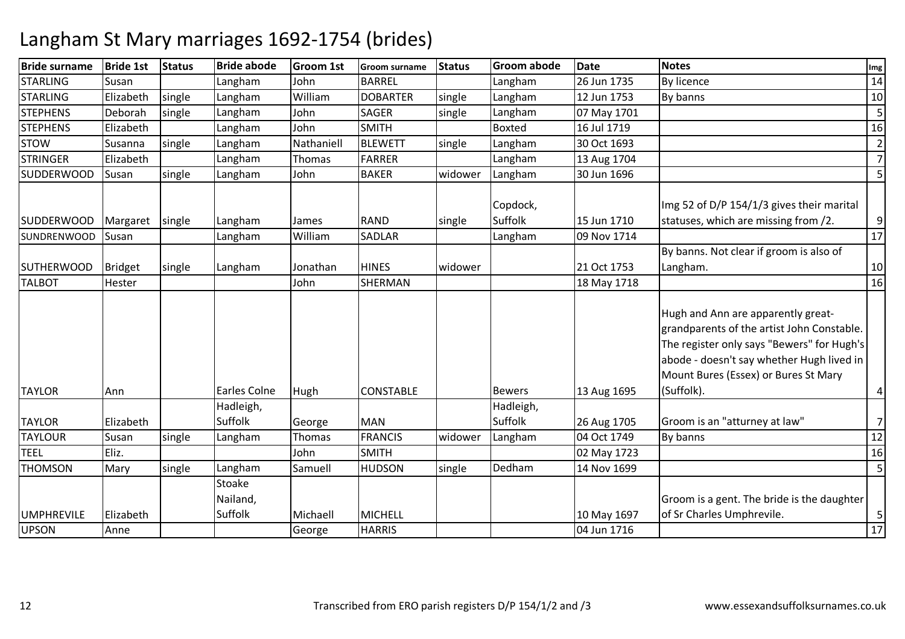# Langham St Mary marriages 1692-1754 (brides)

| Bride surname | Bride 1st | Status | Bride abode | Groom 1st | Groom surname | Status | Groom abode | Date | Notes | Img |
|---|---|---|---|---|---|---|---|---|---|---|
| STARLING | Susan | | Langham | John | BARREL | | Langham | 26 Jun 1735 | By licence | 14 |
| STARLING | Elizabeth | single | Langham | William | DOBARTER | single | Langham | 12 Jun 1753 | By banns | 10 |
| STEPHENS | Deborah | single | Langham | John | SAGER | single | Langham | 07 May 1701 | | 5 |
| STEPHENS | Elizabeth | | Langham | John | SMITH | | Boxted | 16 Jul 1719 | | 16 |
| STOW | Susanna | single | Langham | Nathaniell | BLEWETT | single | Langham | 30 Oct 1693 | | 2 |
| STRINGER | Elizabeth | | Langham | Thomas | FARRER | | Langham | 13 Aug 1704 | | 7 |
| SUDDERWOOD | Susan | single | Langham | John | BAKER | widower | Langham | 30 Jun 1696 | | 5 |
| SUDDERWOOD | Margaret | single | Langham | James | RAND | single | Copdock, Suffolk | 15 Jun 1710 | Img 52 of D/P 154/1/3 gives their marital statuses, which are missing from /2. | 9 |
| SUNDRENWOOD | Susan | | Langham | William | SADLAR | | Langham | 09 Nov 1714 | | 17 |
| SUTHERWOOD | Bridget | single | Langham | Jonathan | HINES | widower | | 21 Oct 1753 | By banns. Not clear if groom is also of Langham. | 10 |
| TALBOT | Hester | | | John | SHERMAN | | | 18 May 1718 | | 16 |
| TAYLOR | Ann | | Earles Colne | Hugh | CONSTABLE | | Bewers | 13 Aug 1695 | Hugh and Ann are apparently great-grandparents of the artist John Constable. The register only says "Bewers" for Hugh's abode - doesn't say whether Hugh lived in Mount Bures (Essex) or Bures St Mary (Suffolk). | 4 |
| TAYLOR | Elizabeth | | Hadleigh, Suffolk | George | MAN | | Hadleigh, Suffolk | 26 Aug 1705 | Groom is an "atturney at law" | 7 |
| TAYLOUR | Susan | single | Langham | Thomas | FRANCIS | widower | Langham | 04 Oct 1749 | By banns | 12 |
| TEEL | Eliz. | | | John | SMITH | | | 02 May 1723 | | 16 |
| THOMSON | Mary | single | Langham | Samuell | HUDSON | single | Dedham | 14 Nov 1699 | | 5 |
| UMPHREVILE | Elizabeth | | Stoake Nailand, Suffolk | Michaell | MICHELL | | | 10 May 1697 | Groom is a gent. The bride is the daughter of Sr Charles Umphrevile. | 5 |
| UPSON | Anne | | | George | HARRIS | | | 04 Jun 1716 | | 17 |

Transcribed from ERO parish registers D/P 154/1/2 and /3

www.essexandsuffolksurnames.co.uk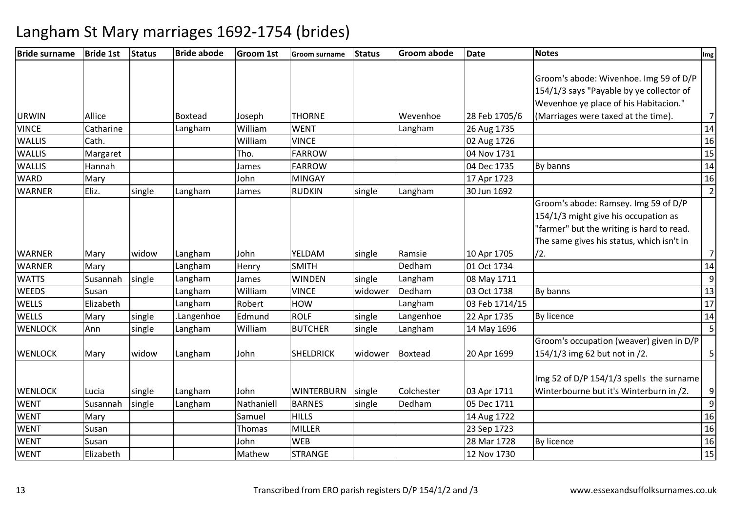# Langham St Mary marriages 1692-1754 (brides)

| Bride surname | Bride 1st | Status | Bride abode | Groom 1st | Groom surname | Status | Groom abode | Date | Notes | Img |
|---|---|---|---|---|---|---|---|---|---|---|
| URWIN | Allice | | Boxtead | Joseph | THORNE | | Wevenhoe | 28 Feb 1705/6 | Groom's abode: Wivenhoe. Img 59 of D/P 154/1/3 says "Payable by ye collector of Wevenhoe ye place of his Habitacion." (Marriages were taxed at the time). | 7 |
| VINCE | Catharine | | Langham | William | WENT | | Langham | 26 Aug 1735 | | 14 |
| WALLIS | Cath. | | | William | VINCE | | | 02 Aug 1726 | | 16 |
| WALLIS | Margaret | | | Tho. | FARROW | | | 04 Nov 1731 | | 15 |
| WALLIS | Hannah | | | James | FARROW | | | 04 Dec 1735 | By banns | 14 |
| WARD | Mary | | | John | MINGAY | | | 17 Apr 1723 | | 16 |
| WARNER | Eliz. | single | Langham | James | RUDKIN | single | Langham | 30 Jun 1692 | | 2 |
| WARNER | Mary | widow | Langham | John | YELDAM | single | Ramsie | 10 Apr 1705 | Groom's abode: Ramsey. Img 59 of D/P 154/1/3 might give his occupation as "farmer" but the writing is hard to read. The same gives his status, which isn't in /2. | 7 |
| WARNER | Mary | | Langham | Henry | SMITH | | Dedham | 01 Oct 1734 | | 14 |
| WATTS | Susannah | single | Langham | James | WINDEN | single | Langham | 08 May 1711 | | 9 |
| WEEDS | Susan | | Langham | William | VINCE | widower | Dedham | 03 Oct 1738 | By banns | 13 |
| WELLS | Elizabeth | | Langham | Robert | HOW | | Langham | 03 Feb 1714/15 | | 17 |
| WELLS | Mary | single | .Langenhoe | Edmund | ROLF | single | Langenhoe | 22 Apr 1735 | By licence | 14 |
| WENLOCK | Ann | single | Langham | William | BUTCHER | single | Langham | 14 May 1696 | | 5 |
| WENLOCK | Mary | widow | Langham | John | SHELDRICK | widower | Boxtead | 20 Apr 1699 | Groom's occupation (weaver) given in D/P 154/1/3 img 62 but not in /2. | 5 |
| WENLOCK | Lucia | single | Langham | John | WINTERBURN | single | Colchester | 03 Apr 1711 | Img 52 of D/P 154/1/3 spells the surname Winterbourne but it's Winterburn in /2. | 9 |
| WENT | Susannah | single | Langham | Nathaniell | BARNES | single | Dedham | 05 Dec 1711 | | 9 |
| WENT | Mary | | | Samuel | HILLS | | | 14 Aug 1722 | | 16 |
| WENT | Susan | | | Thomas | MILLER | | | 23 Sep 1723 | | 16 |
| WENT | Susan | | | John | WEB | | | 28 Mar 1728 | By licence | 16 |
| WENT | Elizabeth | | | Mathew | STRANGE | | | 12 Nov 1730 | | 15 |

Transcribed from ERO parish registers D/P 154/1/2 and /3

www.essexandsuffolksurnames.co.uk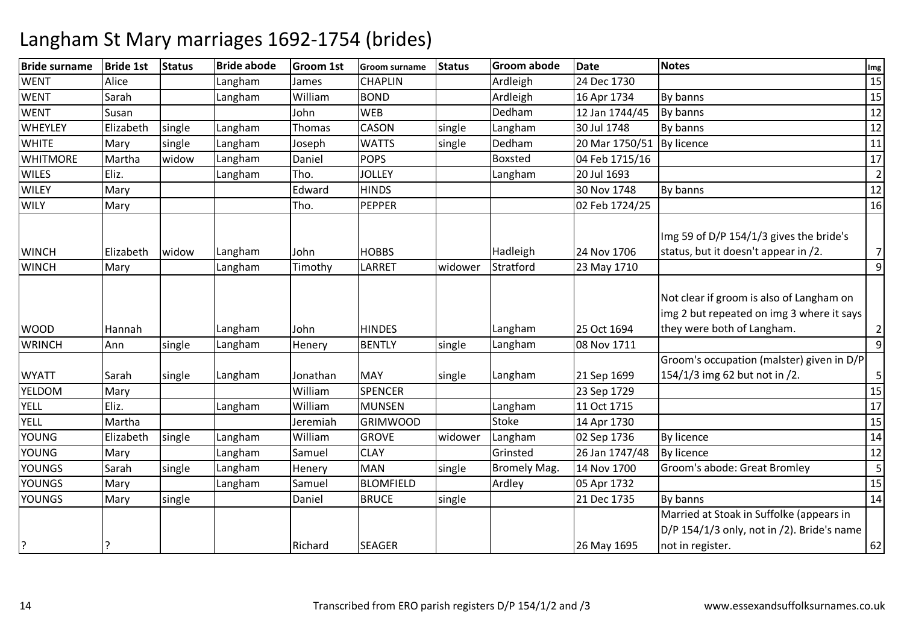# Langham St Mary marriages 1692-1754 (brides)

| Bride surname | Bride 1st | Status | Bride abode | Groom 1st | Groom surname | Status | Groom abode | Date | Notes | Img |
|---|---|---|---|---|---|---|---|---|---|---|
| WENT | Alice | | Langham | James | CHAPLIN | | Ardleigh | 24 Dec 1730 | | 15 |
| WENT | Sarah | | Langham | William | BOND | | Ardleigh | 16 Apr 1734 | By banns | 15 |
| WENT | Susan | | | John | WEB | | Dedham | 12 Jan 1744/45 | By banns | 12 |
| WHEYLEY | Elizabeth | single | Langham | Thomas | CASON | single | Langham | 30 Jul 1748 | By banns | 12 |
| WHITE | Mary | single | Langham | Joseph | WATTS | single | Dedham | 20 Mar 1750/51 | By licence | 11 |
| WHITMORE | Martha | widow | Langham | Daniel | POPS | | Boxsted | 04 Feb 1715/16 | | 17 |
| WILES | Eliz. | | Langham | Tho. | JOLLEY | | Langham | 20 Jul 1693 | | 2 |
| WILEY | Mary | | | Edward | HINDS | | | 30 Nov 1748 | By banns | 12 |
| WILY | Mary | | | Tho. | PEPPER | | | 02 Feb 1724/25 | | 16 |
| WINCH | Elizabeth | widow | Langham | John | HOBBS | | Hadleigh | 24 Nov 1706 | Img 59 of D/P 154/1/3 gives the bride's status, but it doesn't appear in /2. | 7 |
| WINCH | Mary | | Langham | Timothy | LARRET | widower | Stratford | 23 May 1710 | | 9 |
| WOOD | Hannah | | Langham | John | HINDES | | Langham | 25 Oct 1694 | Not clear if groom is also of Langham on img 2 but repeated on img 3 where it says they were both of Langham. | 2 |
| WRINCH | Ann | single | Langham | Henery | BENTLY | single | Langham | 08 Nov 1711 | | 9 |
| WYATT | Sarah | single | Langham | Jonathan | MAY | single | Langham | 21 Sep 1699 | Groom's occupation (malster) given in D/P 154/1/3 img 62 but not in /2. | 5 |
| YELDOM | Mary | | | William | SPENCER | | | 23 Sep 1729 | | 15 |
| YELL | Eliz. | | Langham | William | MUNSEN | | Langham | 11 Oct 1715 | | 17 |
| YELL | Martha | | | Jeremiah | GRIMWOOD | | Stoke | 14 Apr 1730 | | 15 |
| YOUNG | Elizabeth | single | Langham | William | GROVE | widower | Langham | 02 Sep 1736 | By licence | 14 |
| YOUNG | Mary | | Langham | Samuel | CLAY | | Grinsted | 26 Jan 1747/48 | By licence | 12 |
| YOUNGS | Sarah | single | Langham | Henery | MAN | single | Bromely Mag. | 14 Nov 1700 | Groom's abode: Great Bromley | 5 |
| YOUNGS | Mary | | Langham | Samuel | BLOMFIELD | | Ardley | 05 Apr 1732 | | 15 |
| YOUNGS | Mary | single | | Daniel | BRUCE | single | | 21 Dec 1735 | By banns | 14 |
| ? | ? | | | Richard | SEAGER | | | 26 May 1695 | Married at Stoak in Suffolke (appears in D/P 154/1/3 only, not in /2). Bride's name not in register. | 62 |

Transcribed from ERO parish registers D/P 154/1/2 and /3

www.essexandsuffolksurnames.co.uk